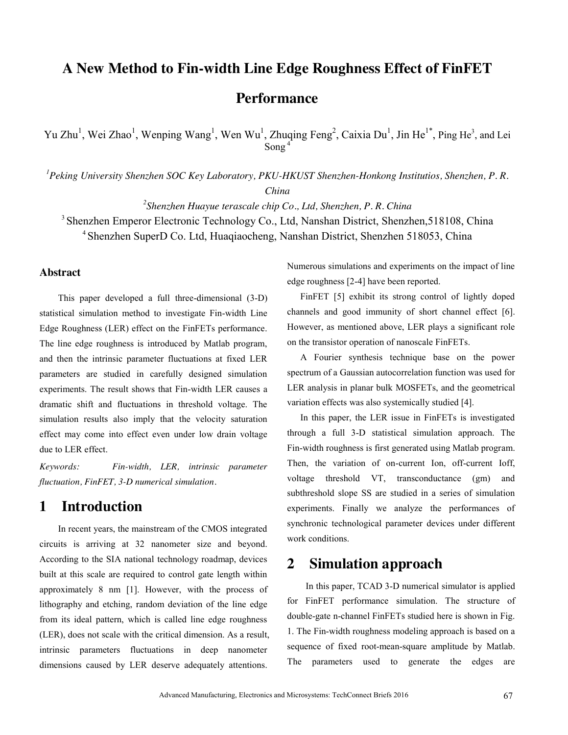# A New Method to Fin-width Line Edge Roughness Effect of FinFET Performance

Yu Zhu[1], Wei Zhao[1], Wenping Wang[1], Wen Wu[1], Zhuqing Feng[2], Caixia Du[1], Jin He[1*], Ping He[3], and Lei Song[4]

[1] *Peking University Shenzhen SOC Key Laboratory, PKU-HKUST Shenzhen-Honkong Institutios, Shenzhen, P. R. China*

[2] *Shenzhen Huayue terascale chip Co., Ltd, Shenzhen, P. R. China*

[3] Shenzhen Emperor Electronic Technology Co., Ltd, Nanshan District, Shenzhen,518108, China

[4] Shenzhen SuperD Co. Ltd, Huaqiaocheng, Nanshan District, Shenzhen 518053, China

### Abstract

This paper developed a full three-dimensional (3-D) statistical simulation method to investigate Fin-width Line Edge Roughness (LER) effect on the FinFETs performance. The line edge roughness is introduced by Matlab program, and then the intrinsic parameter fluctuations at fixed LER parameters are studied in carefully designed simulation experiments. The result shows that Fin-width LER causes a dramatic shift and fluctuations in threshold voltage. The simulation results also imply that the velocity saturation effect may come into effect even under low drain voltage due to LER effect.

*Keywords: Fin-width, LER, intrinsic parameter fluctuation, FinFET, 3-D numerical simulation.*

## 1 Introduction

In recent years, the mainstream of the CMOS integrated circuits is arriving at 32 nanometer size and beyond. According to the SIA national technology roadmap, devices built at this scale are required to control gate length within approximately 8 nm [1]. However, with the process of lithography and etching, random deviation of the line edge from its ideal pattern, which is called line edge roughness (LER), does not scale with the critical dimension. As a result, intrinsic parameters fluctuations in deep nanometer dimensions caused by LER deserve adequately attentions. Numerous simulations and experiments on the impact of line edge roughness [2-4] have been reported.

FinFET [5] exhibit its strong control of lightly doped channels and good immunity of short channel effect [6]. However, as mentioned above, LER plays a significant role on the transistor operation of nanoscale FinFETs.

A Fourier synthesis technique base on the power spectrum of a Gaussian autocorrelation function was used for LER analysis in planar bulk MOSFETs, and the geometrical variation effects was also systemically studied [4].

In this paper, the LER issue in FinFETs is investigated through a full 3-D statistical simulation approach. The Fin-width roughness is first generated using Matlab program. Then, the variation of on-current Ion, off-current Ioff, voltage threshold VT, transconductance (gm) and subthreshold slope SS are studied in a series of simulation experiments. Finally we analyze the performances of synchronic technological parameter devices under different work conditions.

## 2 Simulation approach

In this paper, TCAD 3-D numerical simulator is applied for FinFET performance simulation. The structure of double-gate n-channel FinFETs studied here is shown in Fig. 1. The Fin-width roughness modeling approach is based on a sequence of fixed root-mean-square amplitude by Matlab. The parameters used to generate the edges are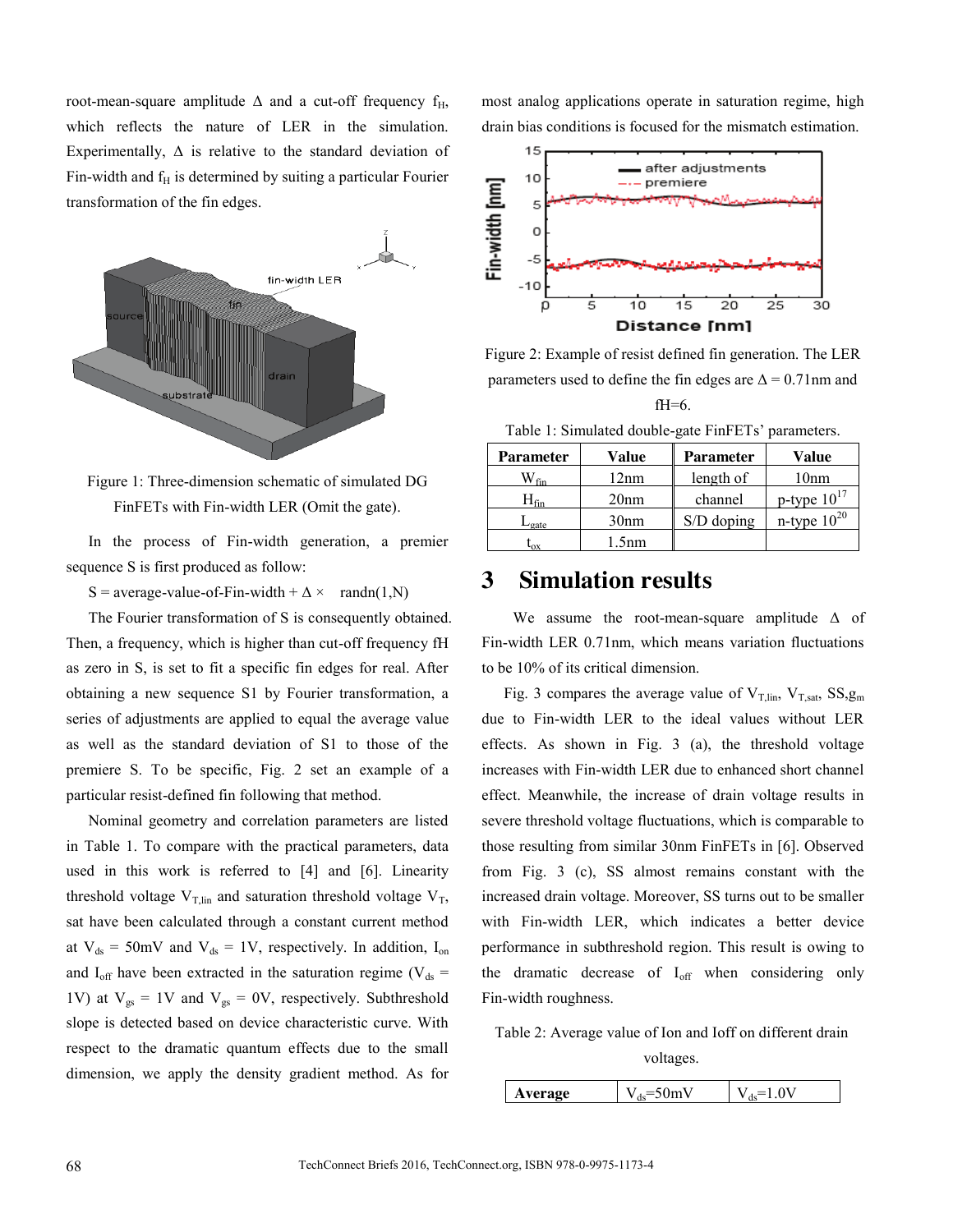root-mean-square amplitude Δ and a cut-off frequency $f_H$, which reflects the nature of LER in the simulation. Experimentally, Δ is relative to the standard deviation of Fin-width and $f_H$ is determined by suiting a particular Fourier transformation of the fin edges.

Figure 1: Three-dimension schematic of simulated DG FinFETs with Fin-width LER (Omit the gate).

In the process of Fin-width generation, a premier sequence S is first produced as follow:

S = average-value-of-Fin-width + Δ × randn(1,N)

The Fourier transformation of S is consequently obtained. Then, a frequency, which is higher than cut-off frequency fH as zero in S, is set to fit a specific fin edges for real. After obtaining a new sequence S1 by Fourier transformation, a series of adjustments are applied to equal the average value as well as the standard deviation of S1 to those of the premiere S. To be specific, Fig. 2 set an example of a particular resist-defined fin following that method.

Nominal geometry and correlation parameters are listed in Table 1. To compare with the practical parameters, data used in this work is referred to [4] and [6]. Linearity threshold voltage $V_{T,lin}$ and saturation threshold voltage $V_{T,sat}$ have been calculated through a constant current method at $V_{ds}$ = 50mV and $V_{ds}$ = 1V, respectively. In addition, $I_{on}$ and $I_{off}$ have been extracted in the saturation regime ($V_{ds}$ = 1V) at $V_{gs}$ = 1V and $V_{gs}$ = 0V, respectively. Subthreshold slope is detected based on device characteristic curve. With respect to the dramatic quantum effects due to the small dimension, we apply the density gradient method. As for most analog applications operate in saturation regime, high drain bias conditions is focused for the mismatch estimation.

Figure 2: Example of resist defined fin generation. The LER parameters used to define the fin edges are Δ = 0.71nm and fH=6.

Table 1: Simulated double-gate FinFETs' parameters.

| Parameter | Value | Parameter | Value |
|---|---|---|---|
| $W_{fin}$ | 12nm | length of channel | 10nm |
| $H_{fin}$ | 20nm | S/D doping | p-type $10^{17}$ |
| $L_{gate}$ | 30nm |  | n-type $10^{20}$ |
| $t_{ox}$ | 1.5nm |  |  |

## 3 Simulation results

We assume the root-mean-square amplitude Δ of Fin-width LER 0.71nm, which means variation fluctuations to be 10% of its critical dimension.

Fig. 3 compares the average value of $V_{T,lin}$, $V_{T,sat}$, SS, $g_m$ due to Fin-width LER to the ideal values without LER effects. As shown in Fig. 3 (a), the threshold voltage increases with Fin-width LER due to enhanced short channel effect. Meanwhile, the increase of drain voltage results in severe threshold voltage fluctuations, which is comparable to those resulting from similar 30nm FinFETs in [6]. Observed from Fig. 3 (c), SS almost remains constant with the increased drain voltage. Moreover, SS turns out to be smaller with Fin-width LER, which indicates a better device performance in subthreshold region. This result is owing to the dramatic decrease of $I_{off}$ when considering only Fin-width roughness.

Table 2: Average value of Ion and Ioff on different drain voltages.

| Average | $V_{ds}$=50mV | $V_{ds}$=1.0V |
|---|---|---|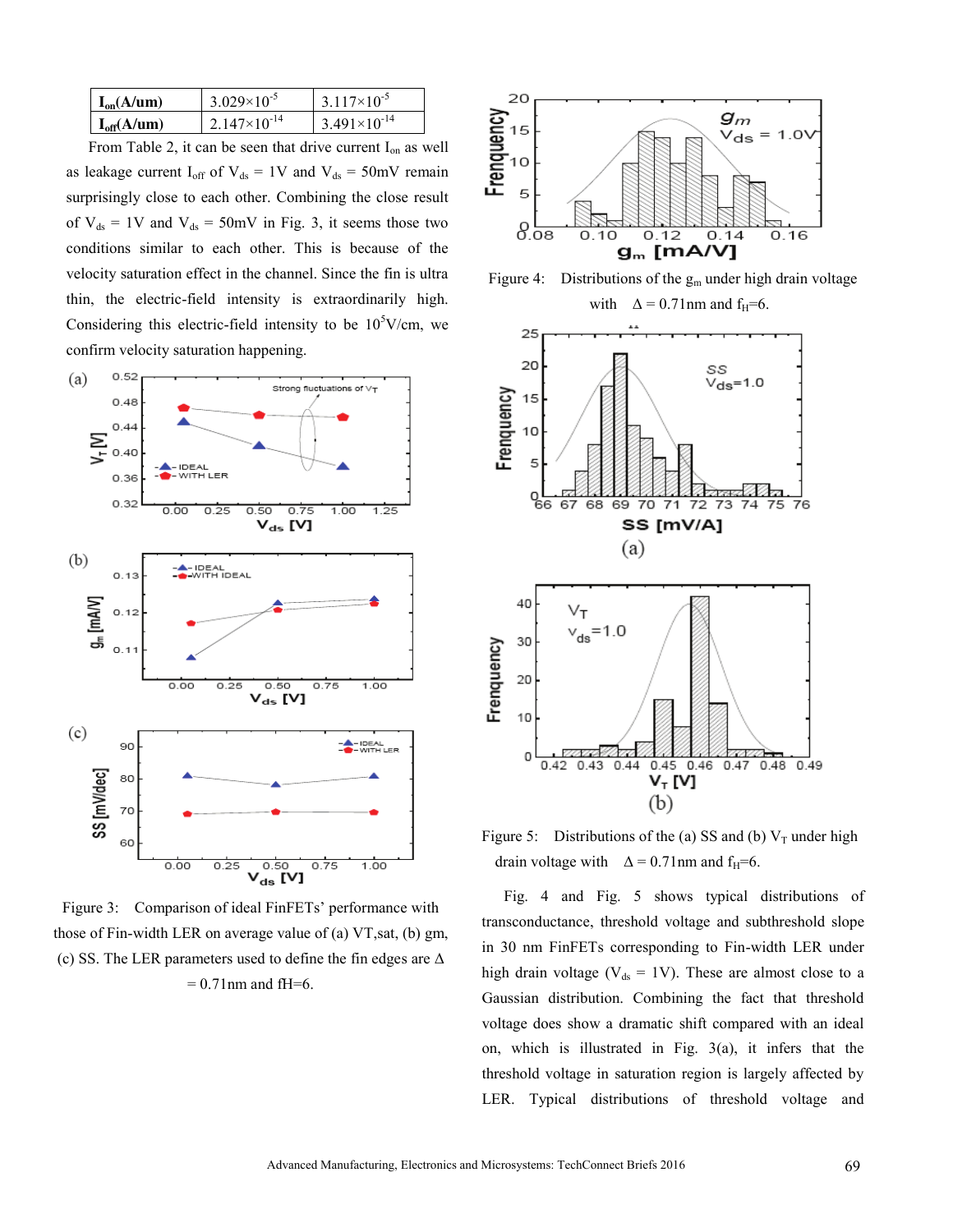| $I_{on}$(A/um) | $3.029\times10^{-5}$ | $3.117\times10^{-5}$ |
|---|---|---|
| $I_{off}$(A/um) | $2.147\times10^{-14}$ | $3.491\times10^{-14}$ |

From Table 2, it can be seen that drive current $I_{on}$ as well as leakage current $I_{off}$ of $V_{ds}$ = 1V and $V_{ds}$ = 50mV remain surprisingly close to each other. Combining the close result of $V_{ds}$ = 1V and $V_{ds}$ = 50mV in Fig. 3, it seems those two conditions similar to each other. This is because of the velocity saturation effect in the channel. Since the fin is ultra thin, the electric-field intensity is extraordinarily high. Considering this electric-field intensity to be $10^5$V/cm, we confirm velocity saturation happening.

Figure 3: Comparison of ideal FinFETs' performance with those of Fin-width LER on average value of (a) VT,sat, (b) gm, (c) SS. The LER parameters used to define the fin edges are Δ = 0.71nm and fH=6.

Figure 4: Distributions of the $g_m$ under high drain voltage with Δ = 0.71nm and $f_H$=6.

Figure 5: Distributions of the (a) SS and (b) $V_T$ under high drain voltage with Δ = 0.71nm and $f_H$=6.

Fig. 4 and Fig. 5 shows typical distributions of transconductance, threshold voltage and subthreshold slope in 30 nm FinFETs corresponding to Fin-width LER under high drain voltage ($V_{ds}$ = 1V). These are almost close to a Gaussian distribution. Combining the fact that threshold voltage does show a dramatic shift compared with an ideal on, which is illustrated in Fig. 3(a), it infers that the threshold voltage in saturation region is largely affected by LER. Typical distributions of threshold voltage and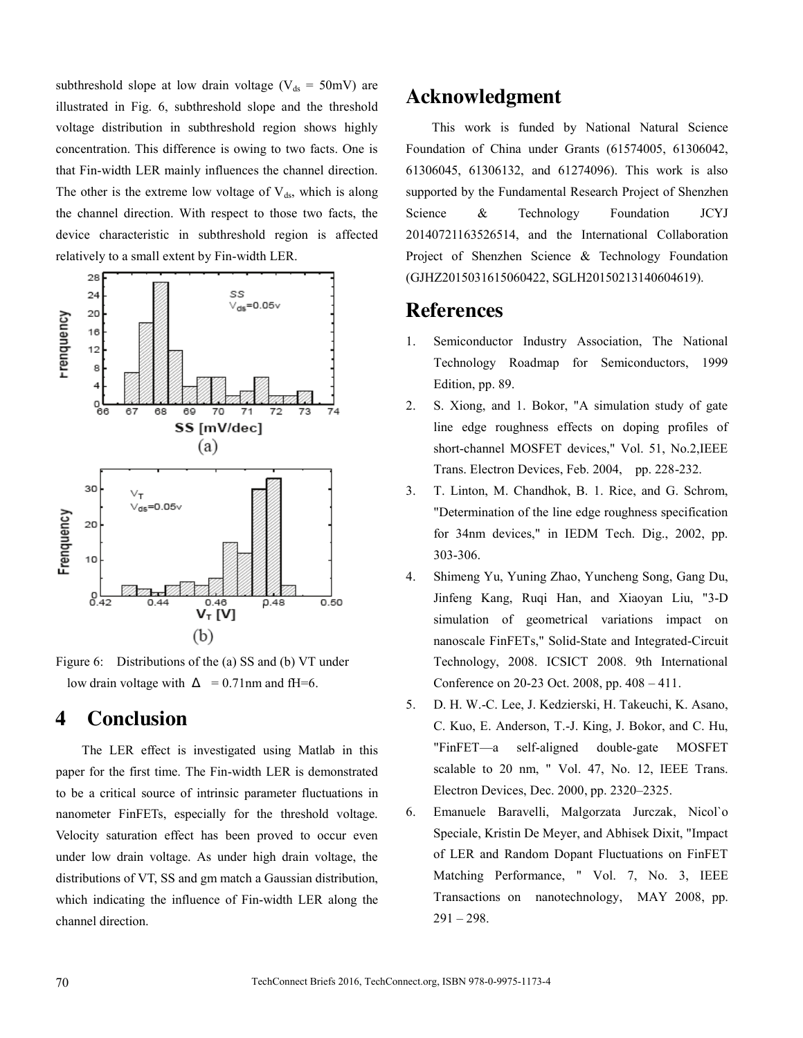subthreshold slope at low drain voltage ($V_{ds}$ = 50mV) are illustrated in Fig. 6, subthreshold slope and the threshold voltage distribution in subthreshold region shows highly concentration. This difference is owing to two facts. One is that Fin-width LER mainly influences the channel direction. The other is the extreme low voltage of $V_{ds}$, which is along the channel direction. With respect to those two facts, the device characteristic in subthreshold region is affected relatively to a small extent by Fin-width LER.

SS
$V_{ds}$=0.05v
Frenquency
66 67 68 69 70 71 72 73 74
SS [mV/dec]
(a)

$V_T$
$V_{ds}$=0.05v
Frenquency
0.42 0.44 0.46 0.48 0.50
$V_T$ [V]
(b)

Figure 6: Distributions of the (a) SS and (b) VT under low drain voltage with Δ = 0.71nm and fH=6.

## 4 Conclusion

The LER effect is investigated using Matlab in this paper for the first time. The Fin-width LER is demonstrated to be a critical source of intrinsic parameter fluctuations in nanometer FinFETs, especially for the threshold voltage. Velocity saturation effect has been proved to occur even under low drain voltage. As under high drain voltage, the distributions of VT, SS and gm match a Gaussian distribution, which indicating the influence of Fin-width LER along the channel direction.

## Acknowledgment

This work is funded by National Natural Science Foundation of China under Grants (61574005, 61306042, 61306045, 61306132, and 61274096). This work is also supported by the Fundamental Research Project of Shenzhen Science & Technology Foundation JCYJ 20140721163526514, and the International Collaboration Project of Shenzhen Science & Technology Foundation (GJHZ2015031615060422, SGLH20150213140604619).

## References

1. Semiconductor Industry Association, The National Technology Roadmap for Semiconductors, 1999 Edition, pp. 89.
2. S. Xiong, and 1. Bokor, "A simulation study of gate line edge roughness effects on doping profiles of short-channel MOSFET devices," Vol. 51, No.2,IEEE Trans. Electron Devices, Feb. 2004, pp. 228-232.
3. T. Linton, M. Chandhok, B. 1. Rice, and G. Schrom, "Determination of the line edge roughness specification for 34nm devices," in IEDM Tech. Dig., 2002, pp. 303-306.
4. Shimeng Yu, Yuning Zhao, Yuncheng Song, Gang Du, Jinfeng Kang, Ruqi Han, and Xiaoyan Liu, "3-D simulation of geometrical variations impact on nanoscale FinFETs," Solid-State and Integrated-Circuit Technology, 2008. ICSICT 2008. 9th International Conference on 20-23 Oct. 2008, pp. 408 – 411.
5. D. H. W.-C. Lee, J. Kedzierski, H. Takeuchi, K. Asano, C. Kuo, E. Anderson, T.-J. King, J. Bokor, and C. Hu, "FinFET—a self-aligned double-gate MOSFET scalable to 20 nm, " Vol. 47, No. 12, IEEE Trans. Electron Devices, Dec. 2000, pp. 2320–2325.
6. Emanuele Baravelli, Malgorzata Jurczak, Nicol`o Speciale, Kristin De Meyer, and Abhisek Dixit, "Impact of LER and Random Dopant Fluctuations on FinFET Matching Performance, " Vol. 7, No. 3, IEEE Transactions on nanotechnology, MAY 2008, pp. 291 – 298.